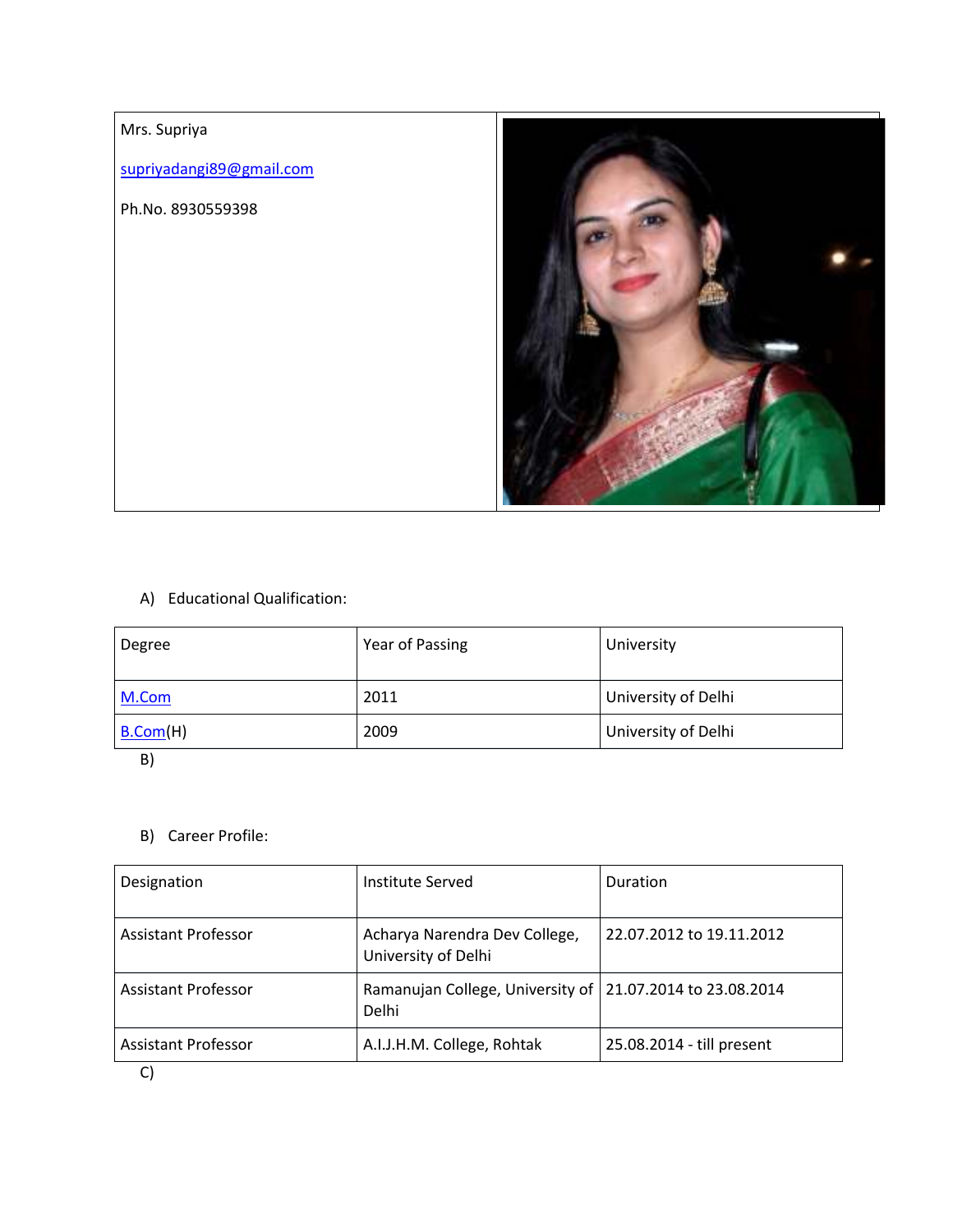Mrs. Supriya

supriyadangi89@gmail.com

Ph.No. 8930559398

A) Educational Qualification:

| Degree | Year of Passing | University |
|---|---|---|
| M.Com | 2011 | University of Delhi |
| B.Com(H) | 2009 | University of Delhi |

B)

B) Career Profile:

| Designation | Institute Served | Duration |
|---|---|---|
| Assistant Professor | Acharya Narendra Dev College, University of Delhi | 22.07.2012 to 19.11.2012 |
| Assistant Professor | Ramanujan College, University of Delhi | 21.07.2014 to 23.08.2014 |
| Assistant Professor | A.I.J.H.M. College, Rohtak | 25.08.2014 - till present |

C)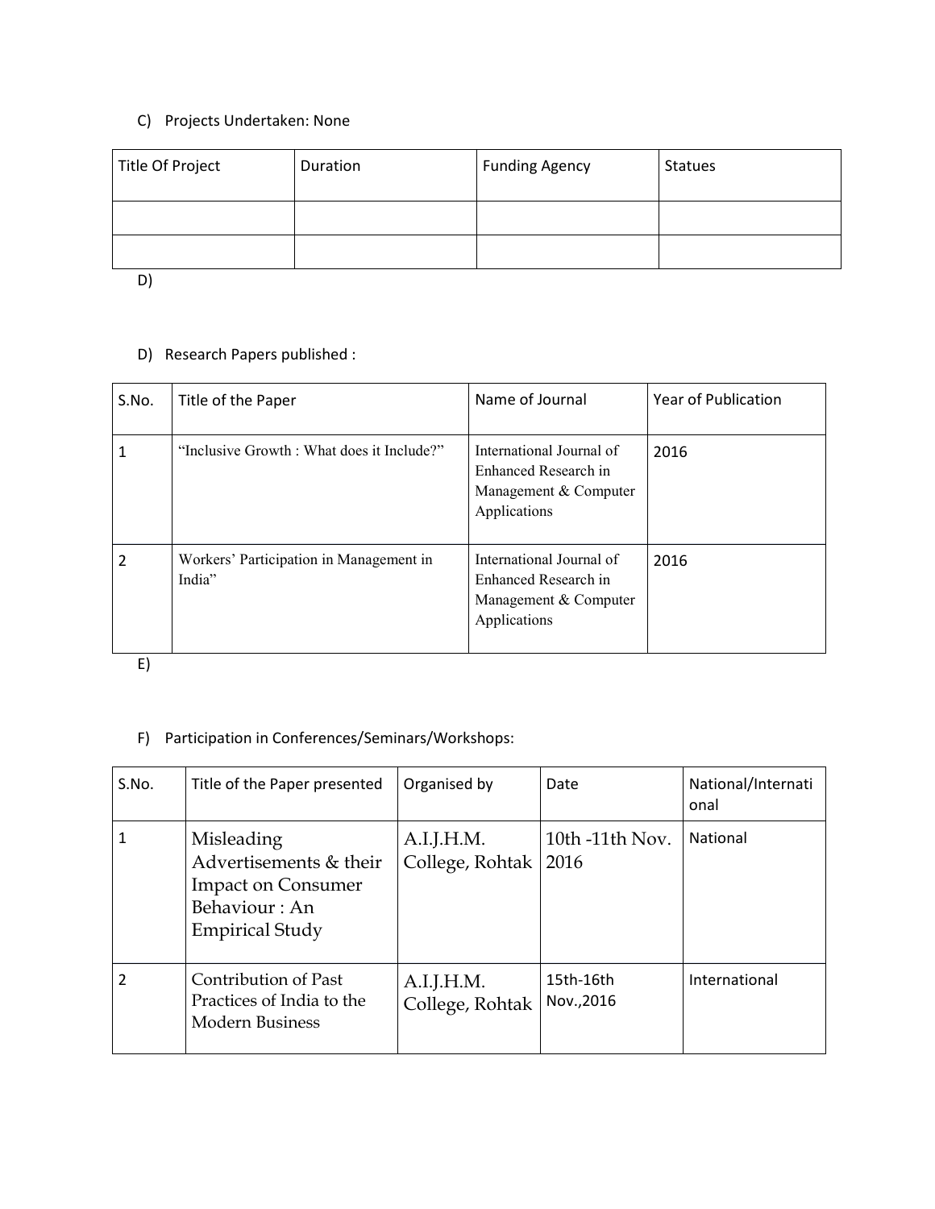C) Projects Undertaken: None

| Title Of Project | Duration | Funding Agency | Statues |
|---|---|---|---|
| | | | |
| | | | |

D)

D) Research Papers published :

| S.No. | Title of the Paper | Name of Journal | Year of Publication |
|---|---|---|---|
| 1 | "Inclusive Growth : What does it Include?" | International Journal of Enhanced Research in Management & Computer Applications | 2016 |
| 2 | Workers' Participation in Management in India" | International Journal of Enhanced Research in Management & Computer Applications | 2016 |

E)

F) Participation in Conferences/Seminars/Workshops:

| S.No. | Title of the Paper presented | Organised by | Date | National/International |
|---|---|---|---|---|
| 1 | Misleading Advertisements & their Impact on Consumer Behaviour : An Empirical Study | A.I.J.H.M. College, Rohtak | 10th -11th Nov. 2016 | National |
| 2 | Contribution of Past Practices of India to the Modern Business | A.I.J.H.M. College, Rohtak | 15th-16th Nov.,2016 | International |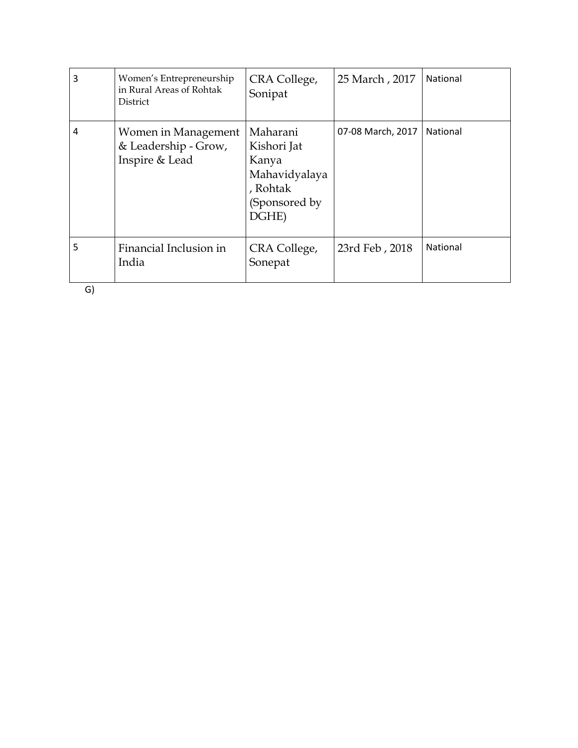| | | | | |
|---|---|---|---|---|
| 3 | Women's Entrepreneurship in Rural Areas of Rohtak District | CRA College, Sonipat | 25 March , 2017 | National |
| 4 | Women in Management & Leadership - Grow, Inspire & Lead | Maharani Kishori Jat Kanya Mahavidyalaya , Rohtak (Sponsored by DGHE) | 07-08 March, 2017 | National |
| 5 | Financial Inclusion in India | CRA College, Sonepat | 23rd Feb , 2018 | National |

G)